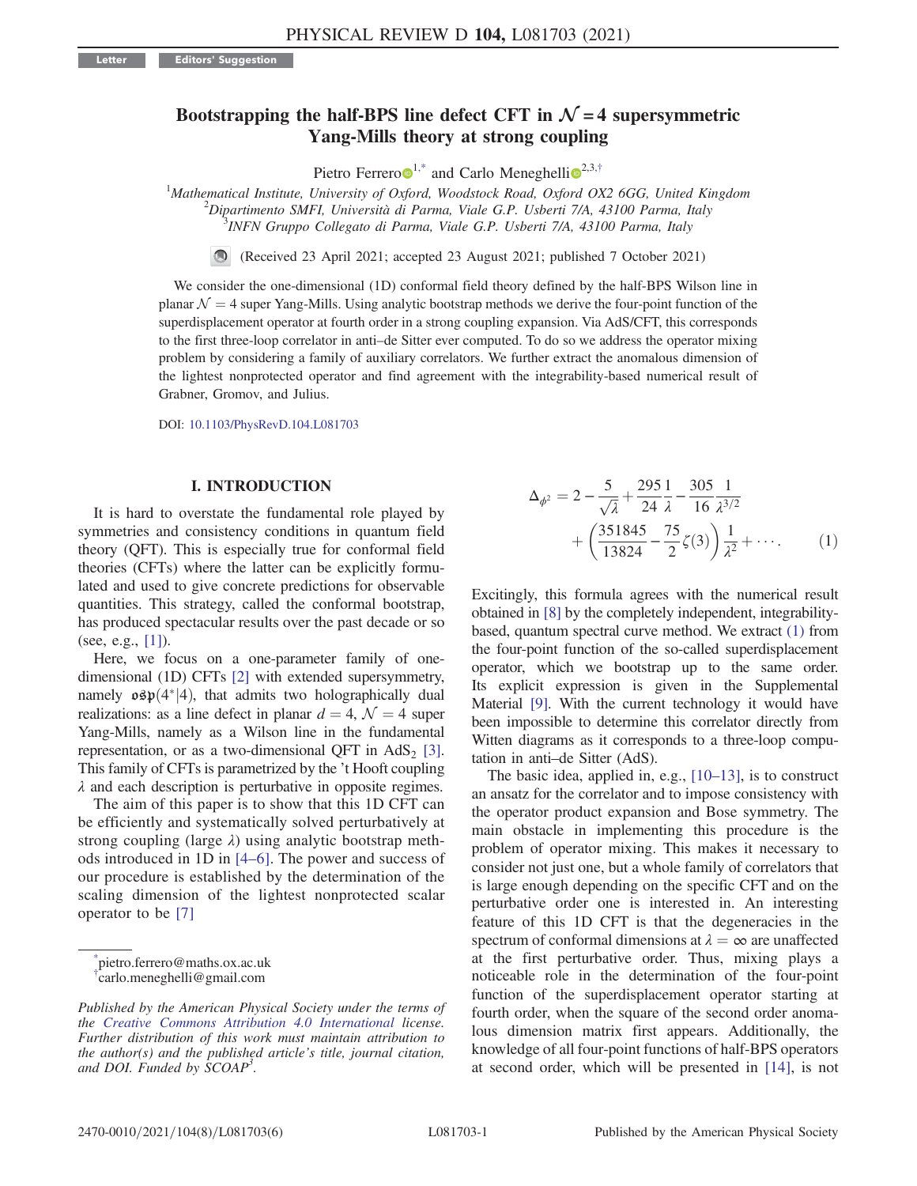Letter | Editors' Suggestion

# Bootstrapping the half-BPS line defect CFT in $\mathcal{N}=4$ supersymmetric Yang-Mills theory at strong coupling

Pietro Ferrero[1,*] and Carlo Meneghelli[2,3,†]

[1] *Mathematical Institute, University of Oxford, Woodstock Road, Oxford OX2 6GG, United Kingdom*
[2] *Dipartimento SMFI, Università di Parma, Viale G.P. Usberti 7/A, 43100 Parma, Italy*
[3] *INFN Gruppo Collegato di Parma, Viale G.P. Usberti 7/A, 43100 Parma, Italy*

(Received 23 April 2021; accepted 23 August 2021; published 7 October 2021)

We consider the one-dimensional (1D) conformal field theory defined by the half-BPS Wilson line in planar $\mathcal{N}=4$ super Yang-Mills. Using analytic bootstrap methods we derive the four-point function of the superdisplacement operator at fourth order in a strong coupling expansion. Via AdS/CFT, this corresponds to the first three-loop correlator in anti–de Sitter ever computed. To do so we address the operator mixing problem by considering a family of auxiliary correlators. We further extract the anomalous dimension of the lightest nonprotected operator and find agreement with the integrability-based numerical result of Grabner, Gromov, and Julius.

DOI: 10.1103/PhysRevD.104.L081703

## I. INTRODUCTION

It is hard to overstate the fundamental role played by symmetries and consistency conditions in quantum field theory (QFT). This is especially true for conformal field theories (CFTs) where the latter can be explicitly formulated and used to give concrete predictions for observable quantities. This strategy, called the conformal bootstrap, has produced spectacular results over the past decade or so (see, e.g., [1]).

Here, we focus on a one-parameter family of one-dimensional (1D) CFTs [2] with extended supersymmetry, namely $\mathfrak{osp}(4^*|4)$, that admits two holographically dual realizations: as a line defect in planar $d=4$, $\mathcal{N}=4$ super Yang-Mills, namely as a Wilson line in the fundamental representation, or as a two-dimensional QFT in $\mathrm{AdS}_2$ [3]. This family of CFTs is parametrized by the 't Hooft coupling $\lambda$ and each description is perturbative in opposite regimes.

The aim of this paper is to show that this 1D CFT can be efficiently and systematically solved perturbatively at strong coupling (large $\lambda$) using analytic bootstrap methods introduced in 1D in [4–6]. The power and success of our procedure is established by the determination of the scaling dimension of the lightest nonprotected scalar operator to be [7]

$$\Delta_{\phi^2} = 2 - \frac{5}{\sqrt{\lambda}} + \frac{295}{24}\frac{1}{\lambda} - \frac{305}{16}\frac{1}{\lambda^{3/2}} + \left(\frac{351845}{13824} - \frac{75}{2}\zeta(3)\right)\frac{1}{\lambda^2} + \cdots. \qquad (1)$$

Excitingly, this formula agrees with the numerical result obtained in [8] by the completely independent, integrability-based, quantum spectral curve method. We extract (1) from the four-point function of the so-called superdisplacement operator, which we bootstrap up to the same order. Its explicit expression is given in the Supplemental Material [9]. With the current technology it would have been impossible to determine this correlator directly from Witten diagrams as it corresponds to a three-loop computation in anti–de Sitter (AdS).

The basic idea, applied in, e.g., [10–13], is to construct an ansatz for the correlator and to impose consistency with the operator product expansion and Bose symmetry. The main obstacle in implementing this procedure is the problem of operator mixing. This makes it necessary to consider not just one, but a whole family of correlators that is large enough depending on the specific CFT and on the perturbative order one is interested in. An interesting feature of this 1D CFT is that the degeneracies in the spectrum of conformal dimensions at $\lambda = \infty$ are unaffected at the first perturbative order. Thus, mixing plays a noticeable role in the determination of the four-point function of the superdisplacement operator starting at fourth order, when the square of the second order anomalous dimension matrix first appears. Additionally, the knowledge of all four-point functions of half-BPS operators at second order, which will be presented in [14], is not

---

*pietro.ferrero@maths.ox.ac.uk
†carlo.meneghelli@gmail.com

*Published by the American Physical Society under the terms of the Creative Commons Attribution 4.0 International license. Further distribution of this work must maintain attribution to the author(s) and the published article's title, journal citation, and DOI. Funded by SCOAP³.*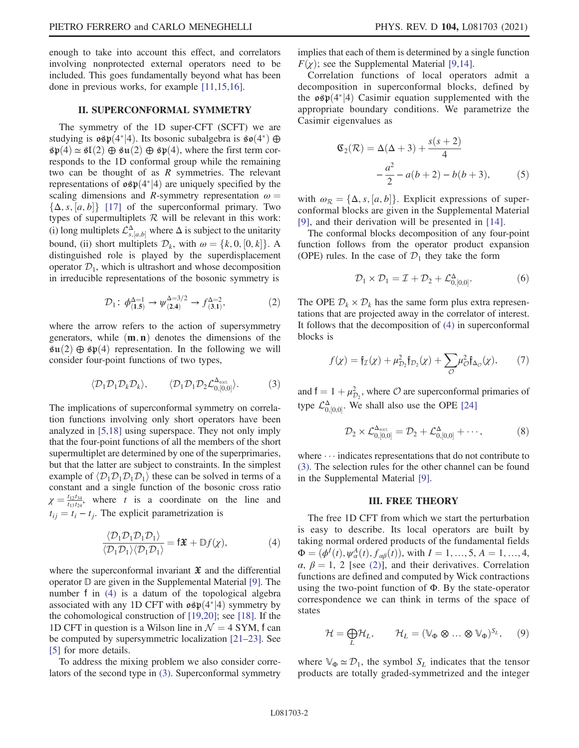enough to take into account this effect, and correlators involving nonprotected external operators need to be included. This goes fundamentally beyond what has been done in previous works, for example [11,15,16].

## II. SUPERCONFORMAL SYMMETRY

The symmetry of the 1D super-CFT (SCFT) we are studying is $\mathfrak{osp}(4^*|4)$. Its bosonic subalgebra is $\mathfrak{so}(4^*) \oplus \mathfrak{sp}(4) \simeq \mathfrak{sl}(2) \oplus \mathfrak{su}(2) \oplus \mathfrak{sp}(4)$, where the first term corresponds to the 1D conformal group while the remaining two can be thought of as $R$ symmetries. The relevant representations of $\mathfrak{osp}(4^*|4)$ are uniquely specified by the scaling dimensions and $R$-symmetry representation $\omega = \{\Delta, s, [a,b]\}$ [17] of the superconformal primary. Two types of supermultiplets $\mathcal{R}$ will be relevant in this work: (i) long multiplets $\mathcal{L}^{\Delta}_{s,[a,b]}$ where $\Delta$ is subject to the unitarity bound, (ii) short multiplets $\mathcal{D}_k$, with $\omega = \{k, 0, [0,k]\}$. A distinguished role is played by the superdisplacement operator $\mathcal{D}_1$, which is ultrashort and whose decomposition in irreducible representations of the bosonic symmetry is

$$\mathcal{D}_1\colon\ \phi^{\Delta=1}_{(\mathbf{1},\mathbf{5})} \to \psi^{\Delta=3/2}_{(\mathbf{2},\mathbf{4})} \to f^{\Delta=2}_{(\mathbf{3},\mathbf{1})}, \tag{2}$$

where the arrow refers to the action of supersymmetry generators, while $(\mathbf{m},\mathbf{n})$ denotes the dimensions of the $\mathfrak{su}(2) \oplus \mathfrak{sp}(4)$ representation. In the following we will consider four-point functions of two types,

$$\langle \mathcal{D}_1\mathcal{D}_1\mathcal{D}_k\mathcal{D}_k \rangle, \qquad \langle \mathcal{D}_1\mathcal{D}_1\mathcal{D}_2\mathcal{L}^{\Delta_{\text{ext}}}_{0,[0,0]} \rangle. \tag{3}$$

The implications of superconformal symmetry on correlation functions involving only short operators have been analyzed in [5,18] using superspace. They not only imply that the four-point functions of all the members of the short supermultiplet are determined by one of the superprimaries, but that the latter are subject to constraints. In the simplest example of $\langle \mathcal{D}_1\mathcal{D}_1\mathcal{D}_1\mathcal{D}_1 \rangle$ these can be solved in terms of a constant and a single function of the bosonic cross ratio $\chi = \frac{t_{12}t_{34}}{t_{13}t_{24}}$, where $t$ is a coordinate on the line and $t_{ij} = t_i - t_j$. The explicit parametrization is

$$\frac{\langle \mathcal{D}_1\mathcal{D}_1\mathcal{D}_1\mathcal{D}_1 \rangle}{\langle \mathcal{D}_1\mathcal{D}_1 \rangle \langle \mathcal{D}_1\mathcal{D}_1 \rangle} = \mathsf{f}\mathfrak{X} + \mathbb{D}f(\chi), \tag{4}$$

where the superconformal invariant $\mathfrak{X}$ and the differential operator $\mathbb{D}$ are given in the Supplemental Material [9]. The number $\mathsf{f}$ in (4) is a datum of the topological algebra associated with any 1D CFT with $\mathfrak{osp}(4^*|4)$ symmetry by the cohomological construction of [19,20]; see [18]. If the 1D CFT in question is a Wilson line in $\mathcal{N} = 4$ SYM, $\mathsf{f}$ can be computed by supersymmetric localization [21–23]. See [5] for more details.

To address the mixing problem we also consider correlators of the second type in (3). Superconformal symmetry implies that each of them is determined by a single function $F(\chi)$; see the Supplemental Material [9,14].

Correlation functions of local operators admit a decomposition in superconformal blocks, defined by the $\mathfrak{osp}(4^*|4)$ Casimir equation supplemented with the appropriate boundary conditions. We parametrize the Casimir eigenvalues as

$$\mathfrak{C}_2(\mathcal{R}) = \Delta(\Delta+3) + \frac{s(s+2)}{4} - \frac{a^2}{2} - a(b+2) - b(b+3), \tag{5}$$

with $\omega_{\mathcal{R}} = \{\Delta, s, [a,b]\}$. Explicit expressions of superconformal blocks are given in the Supplemental Material [9], and their derivation will be presented in [14].

The conformal blocks decomposition of any four-point function follows from the operator product expansion (OPE) rules. In the case of $\mathcal{D}_1$ they take the form

$$\mathcal{D}_1 \times \mathcal{D}_1 = \mathcal{I} + \mathcal{D}_2 + \mathcal{L}^{\Delta}_{0,[0,0]}. \tag{6}$$

The OPE $\mathcal{D}_k \times \mathcal{D}_k$ has the same form plus extra representations that are projected away in the correlator of interest. It follows that the decomposition of (4) in superconformal blocks is

$$f(\chi) = \mathfrak{f}_{\mathcal{I}}(\chi) + \mu^2_{\mathcal{D}_2}\mathfrak{f}_{\mathcal{D}_2}(\chi) + \sum_{\mathcal{O}} \mu^2_{\mathcal{O}}\mathfrak{f}_{\Delta_{\mathcal{O}}}(\chi), \tag{7}$$

and $\mathsf{f} = 1 + \mu^2_{\mathcal{D}_2}$, where $\mathcal{O}$ are superconformal primaries of type $\mathcal{L}^{\Delta}_{0,[0,0]}$. We shall also use the OPE [24]

$$\mathcal{D}_2 \times \mathcal{L}^{\Delta_{\text{ext}}}_{0,[0,0]} = \mathcal{D}_2 + \mathcal{L}^{\Delta}_{0,[0,0]} + \cdots, \tag{8}$$

where $\cdots$ indicates representations that do not contribute to (3). The selection rules for the other channel can be found in the Supplemental Material [9].

## III. FREE THEORY

The free 1D CFT from which we start the perturbation is easy to describe. Its local operators are built by taking normal ordered products of the fundamental fields $\Phi = (\phi^I(t), \psi^A_\alpha(t), f_{\alpha\beta}(t))$, with $I = 1, \ldots, 5$, $A = 1, \ldots, 4$, $\alpha, \beta = 1, 2$ [see (2)], and their derivatives. Correlation functions are defined and computed by Wick contractions using the two-point function of $\Phi$. By the state-operator correspondence we can think in terms of the space of states

$$\mathcal{H} = \bigoplus_L \mathcal{H}_L, \qquad \mathcal{H}_L = (\mathbb{V}_\Phi \otimes \ldots \otimes \mathbb{V}_\Phi)^{S_L}, \tag{9}$$

where $\mathbb{V}_\Phi \simeq \mathcal{D}_1$, the symbol $S_L$ indicates that the tensor products are totally graded-symmetrized and the integer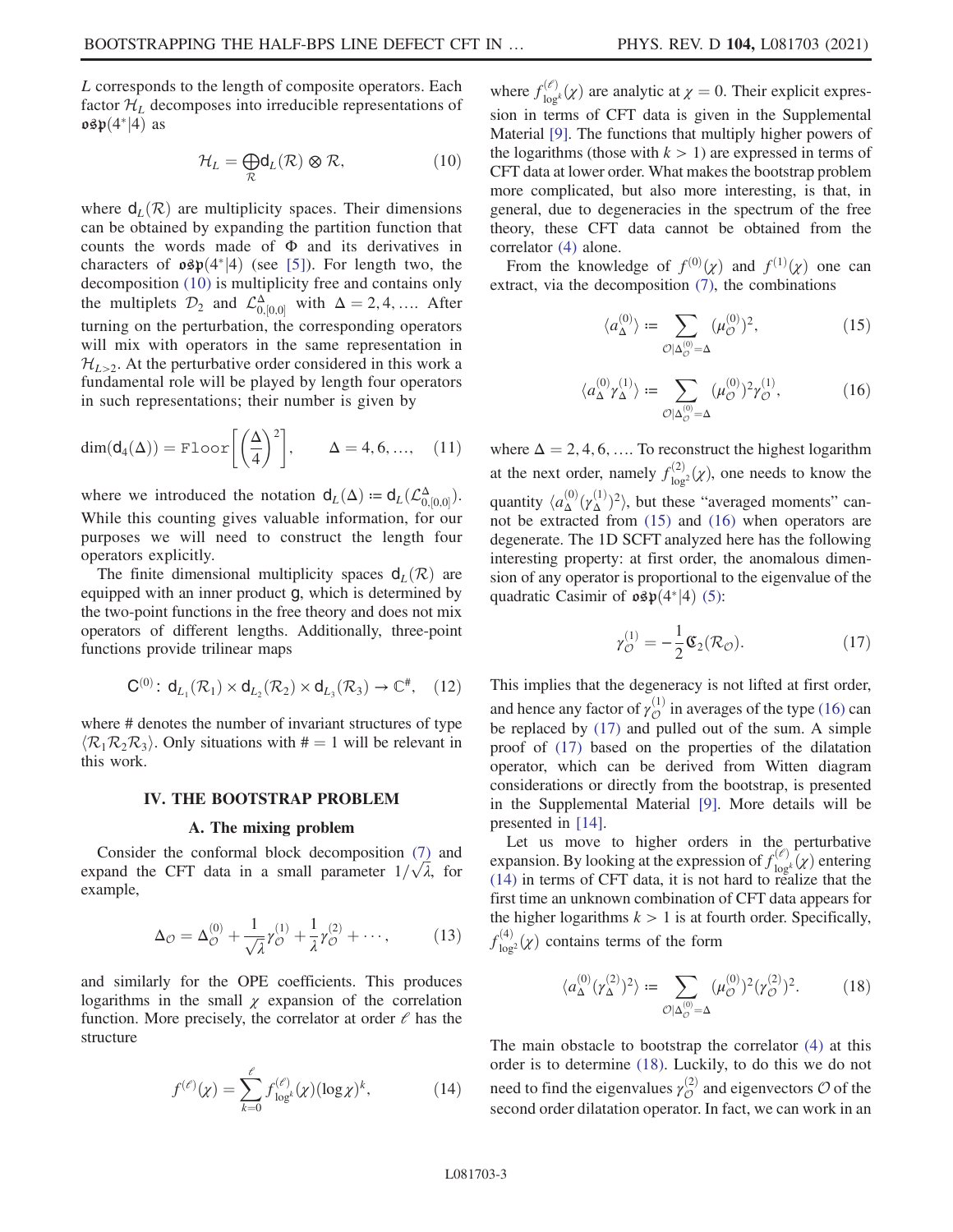$L$ corresponds to the length of composite operators. Each factor $\mathcal{H}_L$ decomposes into irreducible representations of $\mathfrak{osp}(4^*|4)$ as

$$\mathcal{H}_L = \bigoplus_{\mathcal{R}} \mathsf{d}_L(\mathcal{R}) \otimes \mathcal{R}, \tag{10}$$

where $\mathsf{d}_L(\mathcal{R})$ are multiplicity spaces. Their dimensions can be obtained by expanding the partition function that counts the words made of $\Phi$ and its derivatives in characters of $\mathfrak{osp}(4^*|4)$ (see [5]). For length two, the decomposition (10) is multiplicity free and contains only the multiplets $\mathcal{D}_2$ and $\mathcal{L}^{\Delta}_{0,[0,0]}$ with $\Delta = 2, 4, \ldots$. After turning on the perturbation, the corresponding operators will mix with operators in the same representation in $\mathcal{H}_{L>2}$. At the perturbative order considered in this work a fundamental role will be played by length four operators in such representations; their number is given by

$$\dim(\mathsf{d}_4(\Delta)) = \texttt{Floor}\left[\left(\frac{\Delta}{4}\right)^2\right], \qquad \Delta = 4, 6, \ldots, \tag{11}$$

where we introduced the notation $\mathsf{d}_L(\Delta) \coloneqq \mathsf{d}_L(\mathcal{L}^{\Delta}_{0,[0,0]})$. While this counting gives valuable information, for our purposes we will need to construct the length four operators explicitly.

The finite dimensional multiplicity spaces $\mathsf{d}_L(\mathcal{R})$ are equipped with an inner product $\mathsf{g}$, which is determined by the two-point functions in the free theory and does not mix operators of different lengths. Additionally, three-point functions provide trilinear maps

$$\mathsf{C}^{(0)}\colon\ \mathsf{d}_{L_1}(\mathcal{R}_1) \times \mathsf{d}_{L_2}(\mathcal{R}_2) \times \mathsf{d}_{L_3}(\mathcal{R}_3) \to \mathbb{C}^{\#}, \tag{12}$$

where # denotes the number of invariant structures of type $\langle \mathcal{R}_1 \mathcal{R}_2 \mathcal{R}_3 \rangle$. Only situations with $\# = 1$ will be relevant in this work.

## IV. THE BOOTSTRAP PROBLEM

### A. The mixing problem

Consider the conformal block decomposition (7) and expand the CFT data in a small parameter $1/\sqrt{\lambda}$, for example,

$$\Delta_{\mathcal{O}} = \Delta^{(0)}_{\mathcal{O}} + \frac{1}{\sqrt{\lambda}} \gamma^{(1)}_{\mathcal{O}} + \frac{1}{\lambda} \gamma^{(2)}_{\mathcal{O}} + \cdots, \tag{13}$$

and similarly for the OPE coefficients. This produces logarithms in the small $\chi$ expansion of the correlation function. More precisely, the correlator at order $\ell$ has the structure

$$f^{(\ell)}(\chi) = \sum_{k=0}^{\ell} f^{(\ell)}_{\log^k}(\chi) (\log \chi)^k, \tag{14}$$

where $f^{(\ell)}_{\log^k}(\chi)$ are analytic at $\chi = 0$. Their explicit expression in terms of CFT data is given in the Supplemental Material [9]. The functions that multiply higher powers of the logarithms (those with $k > 1$) are expressed in terms of CFT data at lower order. What makes the bootstrap problem more complicated, but also more interesting, is that, in general, due to degeneracies in the spectrum of the free theory, these CFT data cannot be obtained from the correlator (4) alone.

From the knowledge of $f^{(0)}(\chi)$ and $f^{(1)}(\chi)$ one can extract, via the decomposition (7), the combinations

$$\langle a^{(0)}_{\Delta} \rangle \coloneqq \sum_{\mathcal{O}|\Delta^{(0)}_{\mathcal{O}} = \Delta} (\mu^{(0)}_{\mathcal{O}})^2, \tag{15}$$

$$\langle a^{(0)}_{\Delta} \gamma^{(1)}_{\Delta} \rangle \coloneqq \sum_{\mathcal{O}|\Delta^{(0)}_{\mathcal{O}} = \Delta} (\mu^{(0)}_{\mathcal{O}})^2 \gamma^{(1)}_{\mathcal{O}}, \tag{16}$$

where $\Delta = 2, 4, 6, \ldots$. To reconstruct the highest logarithm at the next order, namely $f^{(2)}_{\log^2}(\chi)$, one needs to know the quantity $\langle a^{(0)}_{\Delta} (\gamma^{(1)}_{\Delta})^2 \rangle$, but these "averaged moments" cannot be extracted from (15) and (16) when operators are degenerate. The 1D SCFT analyzed here has the following interesting property: at first order, the anomalous dimension of any operator is proportional to the eigenvalue of the quadratic Casimir of $\mathfrak{osp}(4^*|4)$ (5):

$$\gamma^{(1)}_{\mathcal{O}} = -\frac{1}{2} \mathfrak{C}_2(\mathcal{R}_{\mathcal{O}}). \tag{17}$$

This implies that the degeneracy is not lifted at first order, and hence any factor of $\gamma^{(1)}_{\mathcal{O}}$ in averages of the type (16) can be replaced by (17) and pulled out of the sum. A simple proof of (17) based on the properties of the dilatation operator, which can be derived from Witten diagram considerations or directly from the bootstrap, is presented in the Supplemental Material [9]. More details will be presented in [14].

Let us move to higher orders in the perturbative expansion. By looking at the expression of $f^{(\ell)}_{\log^k}(\chi)$ entering (14) in terms of CFT data, it is not hard to realize that the first time an unknown combination of CFT data appears for the higher logarithms $k > 1$ is at fourth order. Specifically, $f^{(4)}_{\log^2}(\chi)$ contains terms of the form

$$\langle a^{(0)}_{\Delta} (\gamma^{(2)}_{\Delta})^2 \rangle \coloneqq \sum_{\mathcal{O}|\Delta^{(0)}_{\mathcal{O}} = \Delta} (\mu^{(0)}_{\mathcal{O}})^2 (\gamma^{(2)}_{\mathcal{O}})^2. \tag{18}$$

The main obstacle to bootstrap the correlator (4) at this order is to determine (18). Luckily, to do this we do not need to find the eigenvalues $\gamma^{(2)}_{\mathcal{O}}$ and eigenvectors $\mathcal{O}$ of the second order dilatation operator. In fact, we can work in an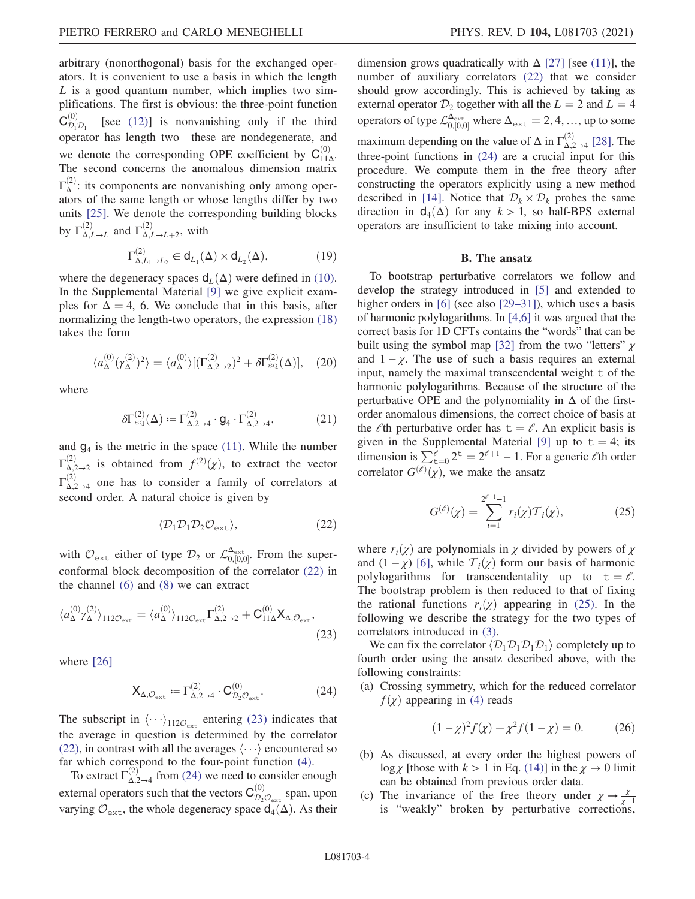arbitrary (nonorthogonal) basis for the exchanged operators. It is convenient to use a basis in which the length $L$ is a good quantum number, which implies two simplifications. The first is obvious: the three-point function $\mathsf{C}^{(0)}_{\mathcal{D}_1\mathcal{D}_1-}$ [see (12)] is nonvanishing only if the third operator has length two—these are nondegenerate, and we denote the corresponding OPE coefficient by $\mathsf{C}^{(0)}_{11\Delta}$. The second concerns the anomalous dimension matrix $\Gamma^{(2)}_\Delta$: its components are nonvanishing only among operators of the same length or whose lengths differ by two units [25]. We denote the corresponding building blocks by $\Gamma^{(2)}_{\Delta,L\to L}$ and $\Gamma^{(2)}_{\Delta,L\to L+2}$, with

$$\Gamma^{(2)}_{\Delta,L_1\to L_2} \in \mathsf{d}_{L_1}(\Delta)\times \mathsf{d}_{L_2}(\Delta), \tag{19}$$

where the degeneracy spaces $\mathsf{d}_L(\Delta)$ were defined in (10). In the Supplemental Material [9] we give explicit examples for $\Delta = 4$, 6. We conclude that in this basis, after normalizing the length-two operators, the expression (18) takes the form

$$\langle a^{(0)}_\Delta (\gamma^{(2)}_\Delta)^2\rangle = \langle a^{(0)}_\Delta\rangle[(\Gamma^{(2)}_{\Delta,2\to 2})^2 + \delta\Gamma^{(2)}_{\mathrm{sq}}(\Delta)], \tag{20}$$

where

$$\delta\Gamma^{(2)}_{\mathrm{sq}}(\Delta) \coloneqq \Gamma^{(2)}_{\Delta,2\to 4}\cdot \mathsf{g}_4\cdot \Gamma^{(2)}_{\Delta,2\to 4}, \tag{21}$$

and $\mathsf{g}_4$ is the metric in the space (11). While the number $\Gamma^{(2)}_{\Delta,2\to 2}$ is obtained from $f^{(2)}(\chi)$, to extract the vector $\Gamma^{(2)}_{\Delta,2\to 4}$ one has to consider a family of correlators at second order. A natural choice is given by

$$\langle \mathcal{D}_1\mathcal{D}_1\mathcal{D}_2\mathcal{O}_{\mathrm{ext}}\rangle, \tag{22}$$

with $\mathcal{O}_{\mathrm{ext}}$ either of type $\mathcal{D}_2$ or $\mathcal{L}^{\Delta_{\mathrm{ext}}}_{0,[0,0]}$. From the superconformal block decomposition of the correlator (22) in the channel (6) and (8) we can extract

$$\langle a^{(0)}_\Delta \gamma^{(2)}_\Delta\rangle_{112\mathcal{O}_{\mathrm{ext}}} = \langle a^{(0)}_\Delta\rangle_{112\mathcal{O}_{\mathrm{ext}}}\Gamma^{(2)}_{\Delta,2\to 2} + \mathsf{C}^{(0)}_{11\Delta}\mathsf{X}_{\Delta,\mathcal{O}_{\mathrm{ext}}}, \tag{23}$$

where [26]

$$\mathsf{X}_{\Delta,\mathcal{O}_{\mathrm{ext}}} \coloneqq \Gamma^{(2)}_{\Delta,2\to 4}\cdot \mathsf{C}^{(0)}_{\mathcal{D}_2\mathcal{O}_{\mathrm{ext}}}. \tag{24}$$

The subscript in $\langle\cdots\rangle_{112\mathcal{O}_{\mathrm{ext}}}$ entering (23) indicates that the average in question is determined by the correlator (22), in contrast with all the averages $\langle\cdots\rangle$ encountered so far which correspond to the four-point function (4).

To extract $\Gamma^{(2)}_{\Delta,2\to 4}$ from (24) we need to consider enough external operators such that the vectors $\mathsf{C}^{(0)}_{\mathcal{D}_2\mathcal{O}_{\mathrm{ext}}}$ span, upon varying $\mathcal{O}_{\mathrm{ext}}$, the whole degeneracy space $\mathsf{d}_4(\Delta)$. As their dimension grows quadratically with $\Delta$ [27] [see (11)], the number of auxiliary correlators (22) that we consider should grow accordingly. This is achieved by taking as external operator $\mathcal{D}_2$ together with all the $L = 2$ and $L = 4$ operators of type $\mathcal{L}^{\Delta_{\mathrm{ext}}}_{0,[0,0]}$ where $\Delta_{\mathrm{ext}} = 2, 4, \ldots,$ up to some maximum depending on the value of $\Delta$ in $\Gamma^{(2)}_{\Delta,2\to 4}$ [28]. The three-point functions in (24) are a crucial input for this procedure. We compute them in the free theory after constructing the operators explicitly using a new method described in [14]. Notice that $\mathcal{D}_k\times\mathcal{D}_k$ probes the same direction in $\mathsf{d}_4(\Delta)$ for any $k>1$, so half-BPS external operators are insufficient to take mixing into account.

### B. The ansatz

To bootstrap perturbative correlators we follow and develop the strategy introduced in [5] and extended to higher orders in [6] (see also [29–31]), which uses a basis of harmonic polylogarithms. In [4,6] it was argued that the correct basis for 1D CFTs contains the "words" that can be built using the symbol map [32] from the two "letters" $\chi$ and $1-\chi$. The use of such a basis requires an external input, namely the maximal transcendental weight $\mathtt{t}$ of the harmonic polylogarithms. Because of the structure of the perturbative OPE and the polynomiality in $\Delta$ of the first-order anomalous dimensions, the correct choice of basis at the $\ell$th perturbative order has $\mathtt{t} = \ell$. An explicit basis is given in the Supplemental Material [9] up to $\mathtt{t} = 4$; its dimension is $\sum_{\mathtt{t}=0}^{\ell} 2^{\mathtt{t}} = 2^{\ell+1}-1$. For a generic $\ell$th order correlator $G^{(\ell)}(\chi)$, we make the ansatz

$$G^{(\ell)}(\chi) = \sum_{i=1}^{2^{\ell+1}-1} r_i(\chi)\mathcal{T}_i(\chi), \tag{25}$$

where $r_i(\chi)$ are polynomials in $\chi$ divided by powers of $\chi$ and $(1-\chi)$ [6], while $\mathcal{T}_i(\chi)$ form our basis of harmonic polylogarithms for transcendentality up to $\mathtt{t} = \ell$. The bootstrap problem is then reduced to that of fixing the rational functions $r_i(\chi)$ appearing in (25). In the following we describe the strategy for the two types of correlators introduced in (3).

We can fix the correlator $\langle\mathcal{D}_1\mathcal{D}_1\mathcal{D}_1\mathcal{D}_1\rangle$ completely up to fourth order using the ansatz described above, with the following constraints:

(a) Crossing symmetry, which for the reduced correlator $f(\chi)$ appearing in (4) reads

$$(1-\chi)^2 f(\chi) + \chi^2 f(1-\chi) = 0. \tag{26}$$

(b) As discussed, at every order the highest powers of $\log\chi$ [those with $k>1$ in Eq. (14)] in the $\chi\to 0$ limit can be obtained from previous order data.

(c) The invariance of the free theory under $\chi\to\frac{\chi}{\chi-1}$ is "weakly" broken by perturbative corrections,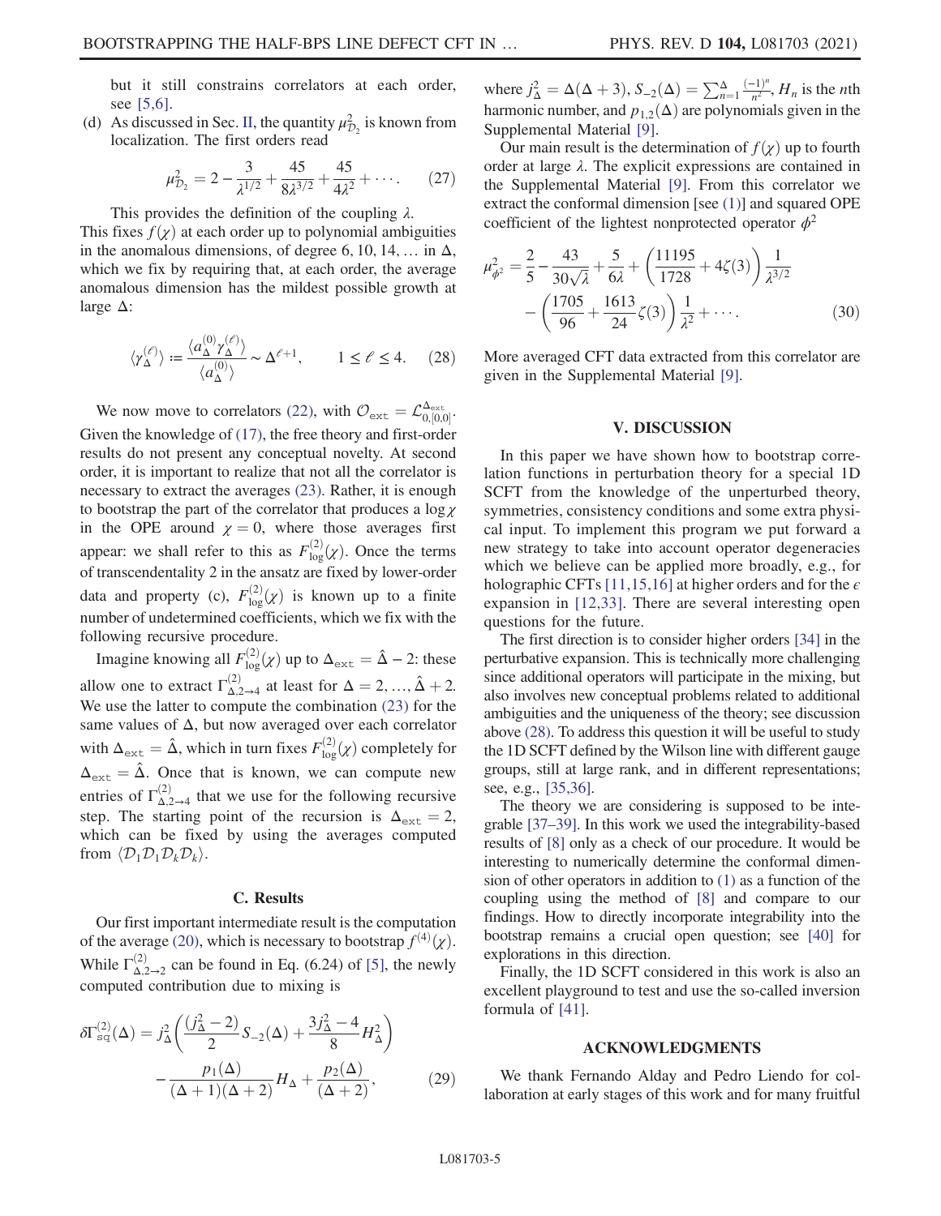but it still constrains correlators at each order, see [5,6].

(d) As discussed in Sec. II, the quantity $\mu^2_{\mathcal{D}_2}$ is known from localization. The first orders read

$$\mu^2_{\mathcal{D}_2} = 2 - \frac{3}{\lambda^{1/2}} + \frac{45}{8\lambda^{3/2}} + \frac{45}{4\lambda^2} + \cdots. \qquad (27)$$

This provides the definition of the coupling $\lambda$.

This fixes $f(\chi)$ at each order up to polynomial ambiguities in the anomalous dimensions, of degree $6, 10, 14, \ldots$ in $\Delta$, which we fix by requiring that, at each order, the average anomalous dimension has the mildest possible growth at large $\Delta$:

$$\langle \gamma^{(\ell)}_\Delta \rangle := \frac{\langle a^{(0)}_\Delta \gamma^{(\ell)}_\Delta \rangle}{\langle a^{(0)}_\Delta \rangle} \sim \Delta^{\ell+1}, \qquad 1 \leq \ell \leq 4. \qquad (28)$$

We now move to correlators (22), with $\mathcal{O}_{\mathtt{ext}} = \mathcal{L}^{\Delta_{\mathtt{ext}}}_{0,[0,0]}$. Given the knowledge of (17), the free theory and first-order results do not present any conceptual novelty. At second order, it is important to realize that not all the correlator is necessary to extract the averages (23). Rather, it is enough to bootstrap the part of the correlator that produces a $\log \chi$ in the OPE around $\chi = 0$, where those averages first appear: we shall refer to this as $F^{(2)}_{\log}(\chi)$. Once the terms of transcendentality 2 in the ansatz are fixed by lower-order data and property (c), $F^{(2)}_{\log}(\chi)$ is known up to a finite number of undetermined coefficients, which we fix with the following recursive procedure.

Imagine knowing all $F^{(2)}_{\log}(\chi)$ up to $\Delta_{\mathtt{ext}} = \hat{\Delta} - 2$: these allow one to extract $\Gamma^{(2)}_{\Delta,2\to4}$ at least for $\Delta = 2, \ldots, \hat{\Delta} + 2$. We use the latter to compute the combination (23) for the same values of $\Delta$, but now averaged over each correlator with $\Delta_{\mathtt{ext}} = \hat{\Delta}$, which in turn fixes $F^{(2)}_{\log}(\chi)$ completely for $\Delta_{\mathtt{ext}} = \hat{\Delta}$. Once that is known, we can compute new entries of $\Gamma^{(2)}_{\Delta,2\to4}$ that we use for the following recursive step. The starting point of the recursion is $\Delta_{\mathtt{ext}} = 2$, which can be fixed by using the averages computed from $\langle \mathcal{D}_1 \mathcal{D}_1 \mathcal{D}_k \mathcal{D}_k \rangle$.

### C. Results

Our first important intermediate result is the computation of the average (20), which is necessary to bootstrap $f^{(4)}(\chi)$. While $\Gamma^{(2)}_{\Delta,2\to2}$ can be found in Eq. (6.24) of [5], the newly computed contribution due to mixing is

$$\delta\Gamma^{(2)}_{\mathrm{sq}}(\Delta) = j^2_\Delta \left( \frac{(j^2_\Delta - 2)}{2} S_{-2}(\Delta) + \frac{3j^2_\Delta - 4}{8} H^2_\Delta \right) - \frac{p_1(\Delta)}{(\Delta+1)(\Delta+2)} H_\Delta + \frac{p_2(\Delta)}{(\Delta+2)}, \qquad (29)$$

where $j^2_\Delta = \Delta(\Delta+3)$, $S_{-2}(\Delta) = \sum_{n=1}^{\Delta} \frac{(-1)^n}{n^2}$, $H_n$ is the $n$th harmonic number, and $p_{1,2}(\Delta)$ are polynomials given in the Supplemental Material [9].

Our main result is the determination of $f(\chi)$ up to fourth order at large $\lambda$. The explicit expressions are contained in the Supplemental Material [9]. From this correlator we extract the conformal dimension [see (1)] and squared OPE coefficient of the lightest nonprotected operator $\phi^2$

$$\mu^2_{\phi^2} = \frac{2}{5} - \frac{43}{30\sqrt{\lambda}} + \frac{5}{6\lambda} + \left( \frac{11195}{1728} + 4\zeta(3) \right) \frac{1}{\lambda^{3/2}} - \left( \frac{1705}{96} + \frac{1613}{24}\zeta(3) \right) \frac{1}{\lambda^2} + \cdots. \qquad (30)$$

More averaged CFT data extracted from this correlator are given in the Supplemental Material [9].

## V. DISCUSSION

In this paper we have shown how to bootstrap correlation functions in perturbation theory for a special 1D SCFT from the knowledge of the unperturbed theory, symmetries, consistency conditions and some extra physical input. To implement this program we put forward a new strategy to take into account operator degeneracies which we believe can be applied more broadly, e.g., for holographic CFTs [11,15,16] at higher orders and for the $\epsilon$ expansion in [12,33]. There are several interesting open questions for the future.

The first direction is to consider higher orders [34] in the perturbative expansion. This is technically more challenging since additional operators will participate in the mixing, but also involves new conceptual problems related to additional ambiguities and the uniqueness of the theory; see discussion above (28). To address this question it will be useful to study the 1D SCFT defined by the Wilson line with different gauge groups, still at large rank, and in different representations; see, e.g., [35,36].

The theory we are considering is supposed to be integrable [37–39]. In this work we used the integrability-based results of [8] only as a check of our procedure. It would be interesting to numerically determine the conformal dimension of other operators in addition to (1) as a function of the coupling using the method of [8] and compare to our findings. How to directly incorporate integrability into the bootstrap remains a crucial open question; see [40] for explorations in this direction.

Finally, the 1D SCFT considered in this work is also an excellent playground to test and use the so-called inversion formula of [41].

## ACKNOWLEDGMENTS

We thank Fernando Alday and Pedro Liendo for collaboration at early stages of this work and for many fruitful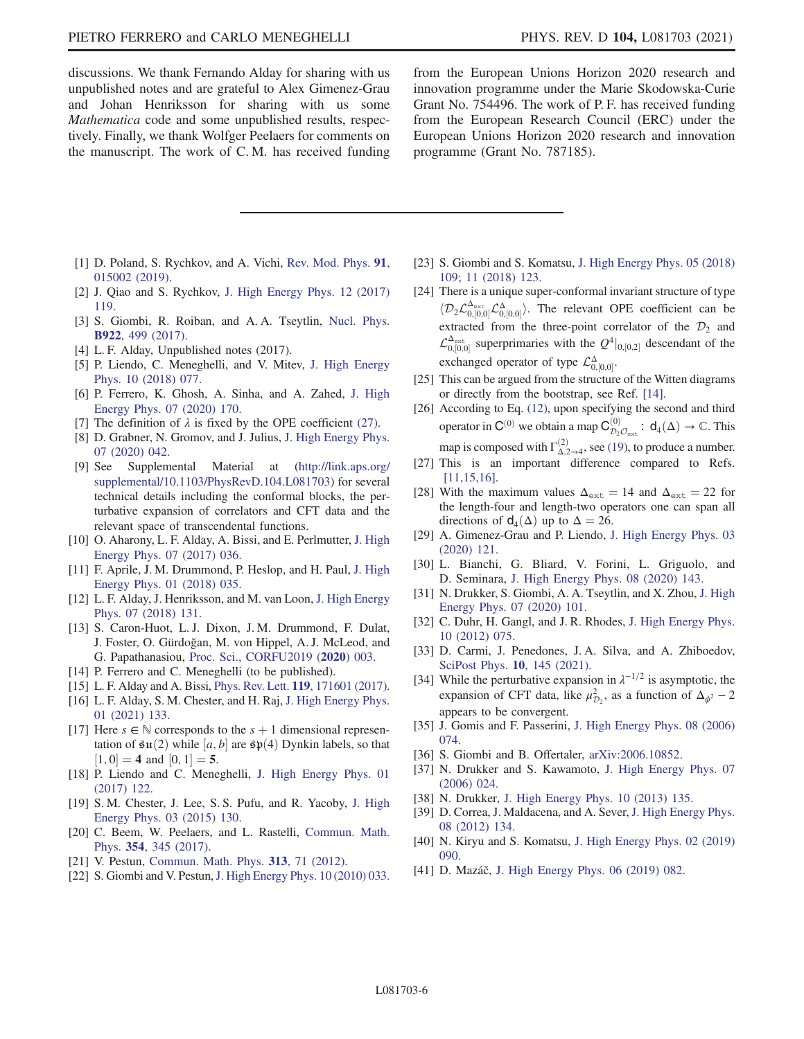discussions. We thank Fernando Alday for sharing with us unpublished notes and are grateful to Alex Gimenez-Grau and Johan Henriksson for sharing with us some *Mathematica* code and some unpublished results, respectively. Finally, we thank Wolfger Peelaers for comments on the manuscript. The work of C. M. has received funding from the European Unions Horizon 2020 research and innovation programme under the Marie Skodowska-Curie Grant No. 754496. The work of P. F. has received funding from the European Research Council (ERC) under the European Unions Horizon 2020 research and innovation programme (Grant No. 787185).

---

[1] D. Poland, S. Rychkov, and A. Vichi, Rev. Mod. Phys. **91**, 015002 (2019).

[2] J. Qiao and S. Rychkov, J. High Energy Phys. 12 (2017) 119.

[3] S. Giombi, R. Roiban, and A. A. Tseytlin, Nucl. Phys. **B922**, 499 (2017).

[4] L. F. Alday, Unpublished notes (2017).

[5] P. Liendo, C. Meneghelli, and V. Mitev, J. High Energy Phys. 10 (2018) 077.

[6] P. Ferrero, K. Ghosh, A. Sinha, and A. Zahed, J. High Energy Phys. 07 (2020) 170.

[7] The definition of $\lambda$ is fixed by the OPE coefficient (27).

[8] D. Grabner, N. Gromov, and J. Julius, J. High Energy Phys. 07 (2020) 042.

[9] See Supplemental Material at (http://link.aps.org/supplemental/10.1103/PhysRevD.104.L081703) for several technical details including the conformal blocks, the perturbative expansion of correlators and CFT data and the relevant space of transcendental functions.

[10] O. Aharony, L. F. Alday, A. Bissi, and E. Perlmutter, J. High Energy Phys. 07 (2017) 036.

[11] F. Aprile, J. M. Drummond, P. Heslop, and H. Paul, J. High Energy Phys. 01 (2018) 035.

[12] L. F. Alday, J. Henriksson, and M. van Loon, J. High Energy Phys. 07 (2018) 131.

[13] S. Caron-Huot, L. J. Dixon, J. M. Drummond, F. Dulat, J. Foster, O. Gürdoğan, M. von Hippel, A. J. McLeod, and G. Papathanasiou, Proc. Sci., CORFU2019 (**2020**) 003.

[14] P. Ferrero and C. Meneghelli (to be published).

[15] L. F. Alday and A. Bissi, Phys. Rev. Lett. **119**, 171601 (2017).

[16] L. F. Alday, S. M. Chester, and H. Raj, J. High Energy Phys. 01 (2021) 133.

[17] Here $s \in \mathbb{N}$ corresponds to the $s+1$ dimensional representation of $\mathfrak{su}(2)$ while $[a, b]$ are $\mathfrak{sp}(4)$ Dynkin labels, so that $[1, 0] = \mathbf{4}$ and $[0, 1] = \mathbf{5}$.

[18] P. Liendo and C. Meneghelli, J. High Energy Phys. 01 (2017) 122.

[19] S. M. Chester, J. Lee, S. S. Pufu, and R. Yacoby, J. High Energy Phys. 03 (2015) 130.

[20] C. Beem, W. Peelaers, and L. Rastelli, Commun. Math. Phys. **354**, 345 (2017).

[21] V. Pestun, Commun. Math. Phys. **313**, 71 (2012).

[22] S. Giombi and V. Pestun, J. High Energy Phys. 10 (2010) 033.

[23] S. Giombi and S. Komatsu, J. High Energy Phys. 05 (2018) 109; 11 (2018) 123.

[24] There is a unique super-conformal invariant structure of type $\langle \mathcal{D}_2 \mathcal{L}^{\Delta_{\text{ext}}}_{0,[0,0]} \mathcal{L}^{\Delta}_{0,[0,0]} \rangle$. The relevant OPE coefficient can be extracted from the three-point correlator of the $\mathcal{D}_2$ and $\mathcal{L}^{\Delta_{\text{ext}}}_{0,[0,0]}$ superprimaries with the $Q^4|_{0,[0,2]}$ descendant of the exchanged operator of type $\mathcal{L}^{\Delta}_{0,[0,0]}$.

[25] This can be argued from the structure of the Witten diagrams or directly from the bootstrap, see Ref. [14].

[26] According to Eq. (12), upon specifying the second and third operator in $\mathsf{C}^{(0)}$ we obtain a map $\mathsf{C}^{(0)}_{\mathcal{D}_2 \mathcal{O}_{\text{ext}}} : \mathsf{d}_4(\Delta) \to \mathbb{C}$. This map is composed with $\Gamma^{(2)}_{\Delta, 2\to 4}$, see (19), to produce a number.

[27] This is an important difference compared to Refs. [11,15,16].

[28] With the maximum values $\Delta_{\text{ext}} = 14$ and $\Delta_{\text{ext}} = 22$ for the length-four and length-two operators one can span all directions of $\mathsf{d}_4(\Delta)$ up to $\Delta = 26$.

[29] A. Gimenez-Grau and P. Liendo, J. High Energy Phys. 03 (2020) 121.

[30] L. Bianchi, G. Bliard, V. Forini, L. Griguolo, and D. Seminara, J. High Energy Phys. 08 (2020) 143.

[31] N. Drukker, S. Giombi, A. A. Tseytlin, and X. Zhou, J. High Energy Phys. 07 (2020) 101.

[32] C. Duhr, H. Gangl, and J. R. Rhodes, J. High Energy Phys. 10 (2012) 075.

[33] D. Carmi, J. Penedones, J. A. Silva, and A. Zhiboedov, SciPost Phys. **10**, 145 (2021).

[34] While the perturbative expansion in $\lambda^{-1/2}$ is asymptotic, the expansion of CFT data, like $\mu^2_{\mathcal{D}_2}$, as a function of $\Delta_{\phi^2} - 2$ appears to be convergent.

[35] J. Gomis and F. Passerini, J. High Energy Phys. 08 (2006) 074.

[36] S. Giombi and B. Offertaler, arXiv:2006.10852.

[37] N. Drukker and S. Kawamoto, J. High Energy Phys. 07 (2006) 024.

[38] N. Drukker, J. High Energy Phys. 10 (2013) 135.

[39] D. Correa, J. Maldacena, and A. Sever, J. High Energy Phys. 08 (2012) 134.

[40] N. Kiryu and S. Komatsu, J. High Energy Phys. 02 (2019) 090.

[41] D. Mazáč, J. High Energy Phys. 06 (2019) 082.